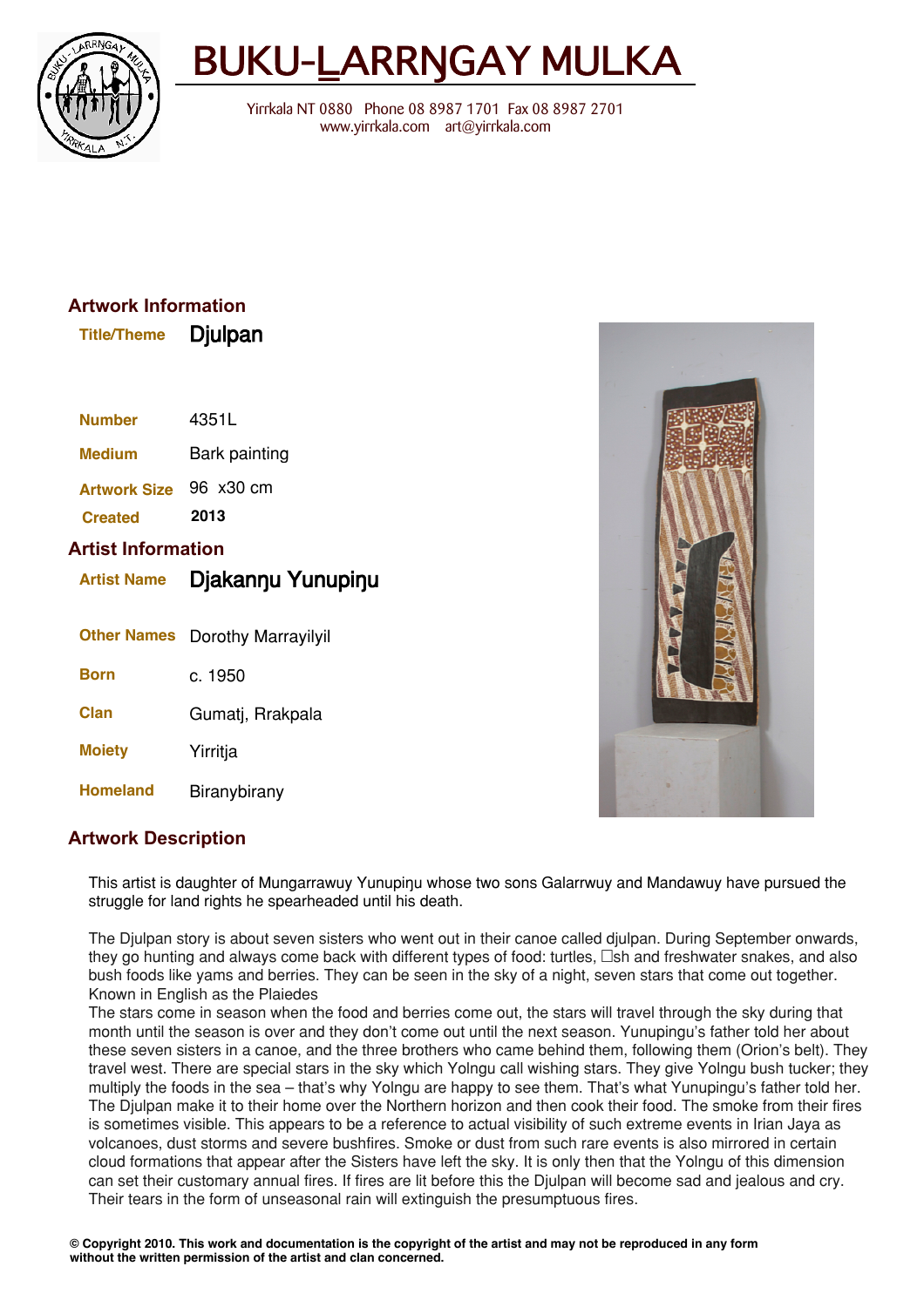# BUKU-LARRŊGAY MULKA

Yirrkala NT 0880 Phone 08 8987 1701 Fax 08 8987 2701
www.yirrkala.com art@yirrkala.com

## Artwork Information

**Title/Theme** Djulpan

**Number** 4351L

**Medium** Bark painting

**Artwork Size** 96 x30 cm

**Created** 2013

## Artist Information

**Artist Name** Djakanŋu Yunupiŋu

**Other Names** Dorothy Marrayilyil

**Born** c. 1950

**Clan** Gumatj, Rrakpala

**Moiety** Yirritja

**Homeland** Biranybirany

## Artwork Description

This artist is daughter of Mungarrawuy Yunupiŋu whose two sons Galarrwuy and Mandawuy have pursued the struggle for land rights he spearheaded until his death.

The Djulpan story is about seven sisters who went out in their canoe called djulpan. During September onwards, they go hunting and always come back with different types of food: turtles, fish and freshwater snakes, and also bush foods like yams and berries. They can be seen in the sky of a night, seven stars that come out together. Known in English as the Plaiedes
The stars come in season when the food and berries come out, the stars will travel through the sky during that month until the season is over and they don't come out until the next season. Yunupingu's father told her about these seven sisters in a canoe, and the three brothers who came behind them, following them (Orion's belt). They travel west. There are special stars in the sky which Yolngu call wishing stars. They give Yolngu bush tucker; they multiply the foods in the sea – that's why Yolngu are happy to see them. That's what Yunupingu's father told her. The Djulpan make it to their home over the Northern horizon and then cook their food. The smoke from their fires is sometimes visible. This appears to be a reference to actual visibility of such extreme events in Irian Jaya as volcanoes, dust storms and severe bushfires. Smoke or dust from such rare events is also mirrored in certain cloud formations that appear after the Sisters have left the sky. It is only then that the Yolngu of this dimension can set their customary annual fires. If fires are lit before this the Djulpan will become sad and jealous and cry. Their tears in the form of unseasonal rain will extinguish the presumptuous fires.

**© Copyright 2010. This work and documentation is the copyright of the artist and may not be reproduced in any form without the written permission of the artist and clan concerned.**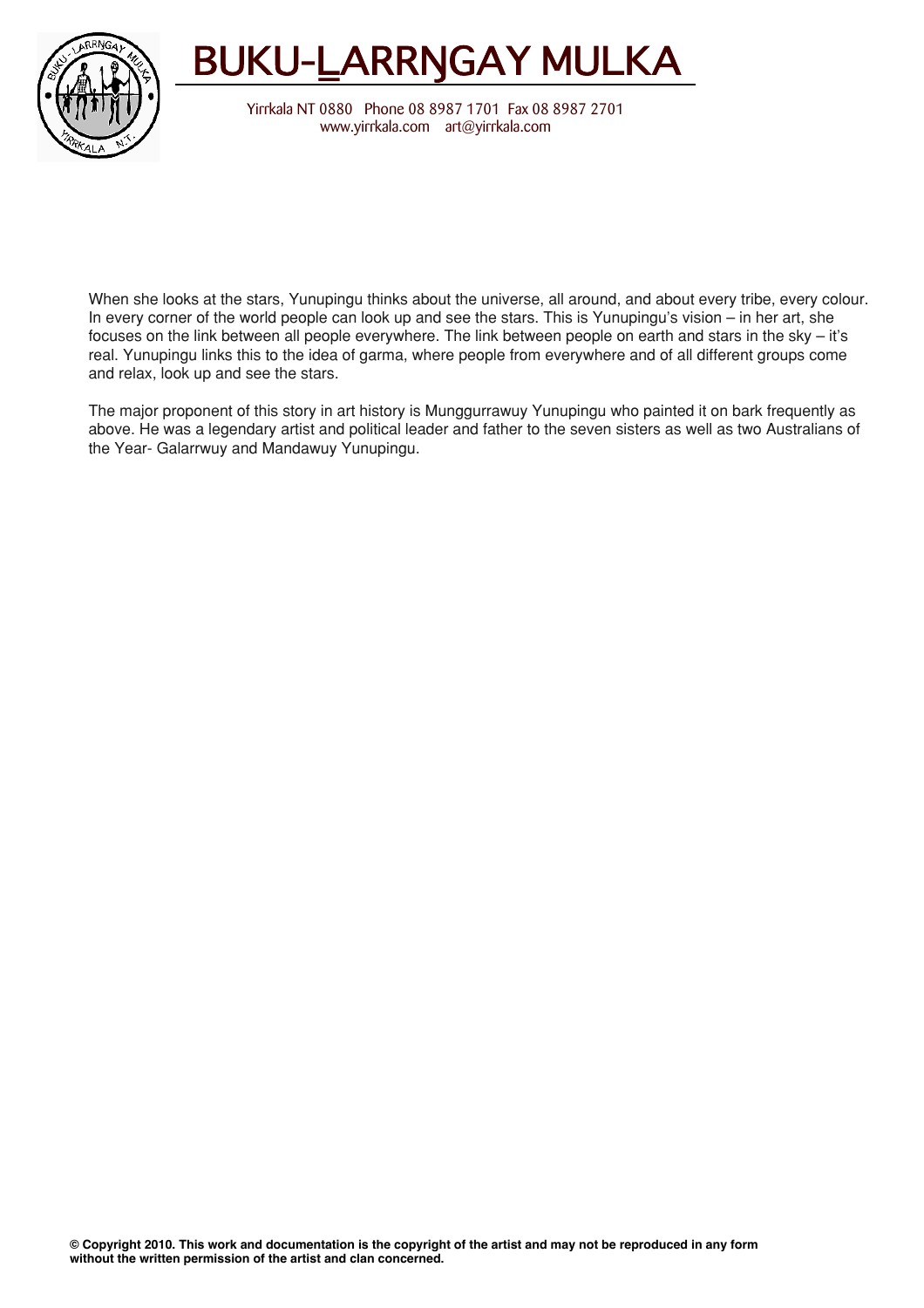When she looks at the stars, Yunupingu thinks about the universe, all around, and about every tribe, every colour. In every corner of the world people can look up and see the stars. This is Yunupingu's vision – in her art, she focuses on the link between all people everywhere. The link between people on earth and stars in the sky – it's real. Yunupingu links this to the idea of garma, where people from everywhere and of all different groups come and relax, look up and see the stars.

The major proponent of this story in art history is Munggurrawuy Yunupingu who painted it on bark frequently as above. He was a legendary artist and political leader and father to the seven sisters as well as two Australians of the Year- Galarrwuy and Mandawuy Yunupingu.

**© Copyright 2010. This work and documentation is the copyright of the artist and may not be reproduced in any form without the written permission of the artist and clan concerned.**